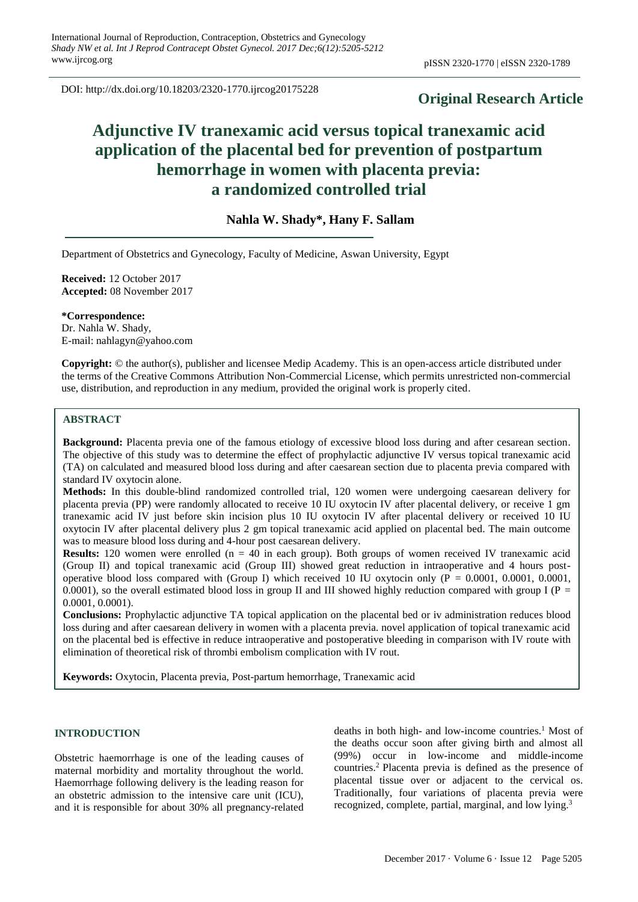DOI: http://dx.doi.org/10.18203/2320-1770.ijrcog20175228

**Original Research Article**

# Adjunctive IV tranexamic acid versus topical tranexamic acid application of the placental bed for prevention of postpartum hemorrhage in women with placenta previa: a randomized controlled trial

**Nahla W. Shady\*, Hany F. Sallam**

Department of Obstetrics and Gynecology, Faculty of Medicine, Aswan University, Egypt

**Received:** 12 October 2017
**Accepted:** 08 November 2017

**\*Correspondence:**
Dr. Nahla W. Shady,
E-mail: nahlagyn@yahoo.com

**Copyright:** © the author(s), publisher and licensee Medip Academy. This is an open-access article distributed under the terms of the Creative Commons Attribution Non-Commercial License, which permits unrestricted non-commercial use, distribution, and reproduction in any medium, provided the original work is properly cited.

## ABSTRACT

**Background:** Placenta previa one of the famous etiology of excessive blood loss during and after cesarean section. The objective of this study was to determine the effect of prophylactic adjunctive IV versus topical tranexamic acid (TA) on calculated and measured blood loss during and after caesarean section due to placenta previa compared with standard IV oxytocin alone.

**Methods:** In this double-blind randomized controlled trial, 120 women were undergoing caesarean delivery for placenta previa (PP) were randomly allocated to receive 10 IU oxytocin IV after placental delivery, or receive 1 gm tranexamic acid IV just before skin incision plus 10 IU oxytocin IV after placental delivery or received 10 IU oxytocin IV after placental delivery plus 2 gm topical tranexamic acid applied on placental bed. The main outcome was to measure blood loss during and 4-hour post caesarean delivery.

**Results:** 120 women were enrolled (n = 40 in each group). Both groups of women received IV tranexamic acid (Group II) and topical tranexamic acid (Group III) showed great reduction in intraoperative and 4 hours post-operative blood loss compared with (Group I) which received 10 IU oxytocin only (P = 0.0001, 0.0001, 0.0001, 0.0001), so the overall estimated blood loss in group II and III showed highly reduction compared with group I (P = 0.0001, 0.0001).

**Conclusions:** Prophylactic adjunctive TA topical application on the placental bed or iv administration reduces blood loss during and after caesarean delivery in women with a placenta previa. novel application of topical tranexamic acid on the placental bed is effective in reduce intraoperative and postoperative bleeding in comparison with IV route with elimination of theoretical risk of thrombi embolism complication with IV rout.

**Keywords:** Oxytocin, Placenta previa, Post-partum hemorrhage, Tranexamic acid

## INTRODUCTION

Obstetric haemorrhage is one of the leading causes of maternal morbidity and mortality throughout the world. Haemorrhage following delivery is the leading reason for an obstetric admission to the intensive care unit (ICU), and it is responsible for about 30% all pregnancy-related deaths in both high- and low-income countries.[1] Most of the deaths occur soon after giving birth and almost all (99%) occur in low-income and middle-income countries.[2] Placenta previa is defined as the presence of placental tissue over or adjacent to the cervical os. Traditionally, four variations of placenta previa were recognized, complete, partial, marginal, and low lying.[3]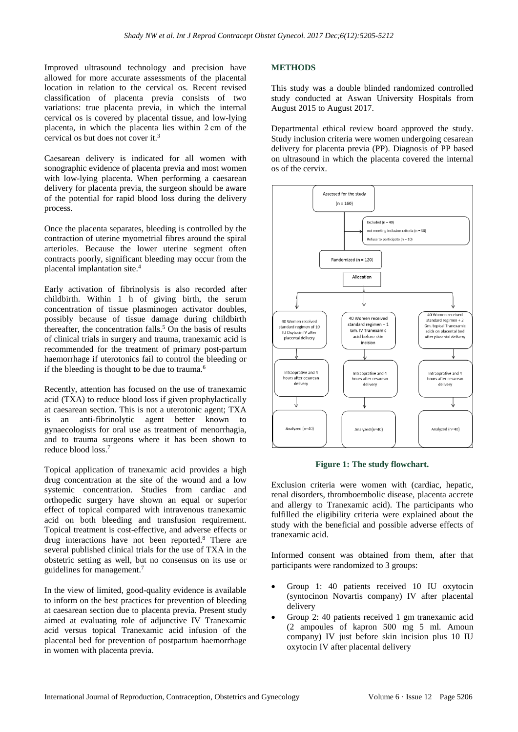Improved ultrasound technology and precision have allowed for more accurate assessments of the placental location in relation to the cervical os. Recent revised classification of placenta previa consists of two variations: true placenta previa, in which the internal cervical os is covered by placental tissue, and low-lying placenta, in which the placenta lies within 2 cm of the cervical os but does not cover it.[3]

Caesarean delivery is indicated for all women with sonographic evidence of placenta previa and most women with low-lying placenta. When performing a caesarean delivery for placenta previa, the surgeon should be aware of the potential for rapid blood loss during the delivery process.

Once the placenta separates, bleeding is controlled by the contraction of uterine myometrial fibres around the spiral arterioles. Because the lower uterine segment often contracts poorly, significant bleeding may occur from the placental implantation site.[4]

Early activation of fibrinolysis is also recorded after childbirth. Within 1 h of giving birth, the serum concentration of tissue plasminogen activator doubles, possibly because of tissue damage during childbirth thereafter, the concentration falls.[5] On the basis of results of clinical trials in surgery and trauma, tranexamic acid is recommended for the treatment of primary post-partum haemorrhage if uterotonics fail to control the bleeding or if the bleeding is thought to be due to trauma.[6]

Recently, attention has focused on the use of tranexamic acid (TXA) to reduce blood loss if given prophylactically at caesarean section. This is not a uterotonic agent; TXA is an anti-fibrinolytic agent better known to gynaecologists for oral use as treatment of menorrhagia, and to trauma surgeons where it has been shown to reduce blood loss.[7]

Topical application of tranexamic acid provides a high drug concentration at the site of the wound and a low systemic concentration. Studies from cardiac and orthopedic surgery have shown an equal or superior effect of topical compared with intravenous tranexamic acid on both bleeding and transfusion requirement. Topical treatment is cost-effective, and adverse effects or drug interactions have not been reported.[8] There are several published clinical trials for the use of TXA in the obstetric setting as well, but no consensus on its use or guidelines for management.[7]

In the view of limited, good-quality evidence is available to inform on the best practices for prevention of bleeding at caesarean section due to placenta previa. Present study aimed at evaluating role of adjunctive IV Tranexamic acid versus topical Tranexamic acid infusion of the placental bed for prevention of postpartum haemorrhage in women with placenta previa.

## METHODS

This study was a double blinded randomized controlled study conducted at Aswan University Hospitals from August 2015 to August 2017.

Departmental ethical review board approved the study. Study inclusion criteria were women undergoing cesarean delivery for placenta previa (PP). Diagnosis of PP based on ultrasound in which the placenta covered the internal os of the cervix.

**Figure 1: The study flowchart.**

Exclusion criteria were women with (cardiac, hepatic, renal disorders, thromboembolic disease, placenta accrete and allergy to Tranexamic acid). The participants who fulfilled the eligibility criteria were explained about the study with the beneficial and possible adverse effects of tranexamic acid.

Informed consent was obtained from them, after that participants were randomized to 3 groups:

- Group 1: 40 patients received 10 IU oxytocin (syntocinon Novartis company) IV after placental delivery
- Group 2: 40 patients received 1 gm tranexamic acid (2 ampoules of kapron 500 mg 5 ml. Amoun company) IV just before skin incision plus 10 IU oxytocin IV after placental delivery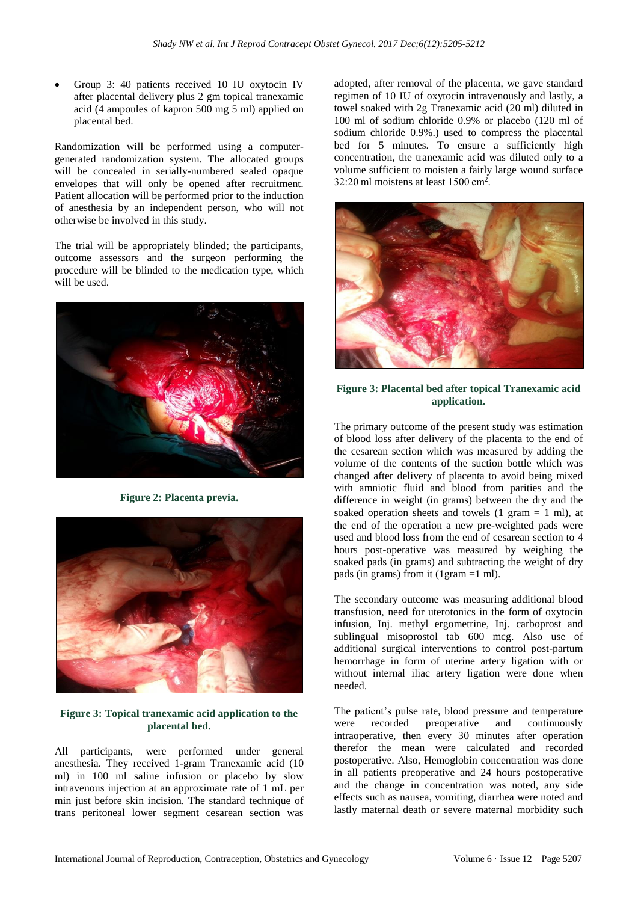- Group 3: 40 patients received 10 IU oxytocin IV after placental delivery plus 2 gm topical tranexamic acid (4 ampoules of kapron 500 mg 5 ml) applied on placental bed.

Randomization will be performed using a computer-generated randomization system. The allocated groups will be concealed in serially-numbered sealed opaque envelopes that will only be opened after recruitment. Patient allocation will be performed prior to the induction of anesthesia by an independent person, who will not otherwise be involved in this study.

The trial will be appropriately blinded; the participants, outcome assessors and the surgeon performing the procedure will be blinded to the medication type, which will be used.

**Figure 2: Placenta previa.**

**Figure 3: Topical tranexamic acid application to the placental bed.**

All participants, were performed under general anesthesia. They received 1-gram Tranexamic acid (10 ml) in 100 ml saline infusion or placebo by slow intravenous injection at an approximate rate of 1 mL per min just before skin incision. The standard technique of trans peritoneal lower segment cesarean section was adopted, after removal of the placenta, we gave standard regimen of 10 IU of oxytocin intravenously and lastly, a towel soaked with 2g Tranexamic acid (20 ml) diluted in 100 ml of sodium chloride 0.9% or placebo (120 ml of sodium chloride 0.9%.) used to compress the placental bed for 5 minutes. To ensure a sufficiently high concentration, the tranexamic acid was diluted only to a volume sufficient to moisten a fairly large wound surface 32:20 ml moistens at least 1500 cm$^2$.

**Figure 3: Placental bed after topical Tranexamic acid application.**

The primary outcome of the present study was estimation of blood loss after delivery of the placenta to the end of the cesarean section which was measured by adding the volume of the contents of the suction bottle which was changed after delivery of placenta to avoid being mixed with amniotic fluid and blood from parities and the difference in weight (in grams) between the dry and the soaked operation sheets and towels (1 gram = 1 ml), at the end of the operation a new pre-weighted pads were used and blood loss from the end of cesarean section to 4 hours post-operative was measured by weighing the soaked pads (in grams) and subtracting the weight of dry pads (in grams) from it (1gram =1 ml).

The secondary outcome was measuring additional blood transfusion, need for uterotonics in the form of oxytocin infusion, Inj. methyl ergometrine, Inj. carboprost and sublingual misoprostol tab 600 mcg. Also use of additional surgical interventions to control post-partum hemorrhage in form of uterine artery ligation with or without internal iliac artery ligation were done when needed.

The patient's pulse rate, blood pressure and temperature were recorded preoperative and continuously intraoperative, then every 30 minutes after operation therefor the mean were calculated and recorded postoperative. Also, Hemoglobin concentration was done in all patients preoperative and 24 hours postoperative and the change in concentration was noted, any side effects such as nausea, vomiting, diarrhea were noted and lastly maternal death or severe maternal morbidity such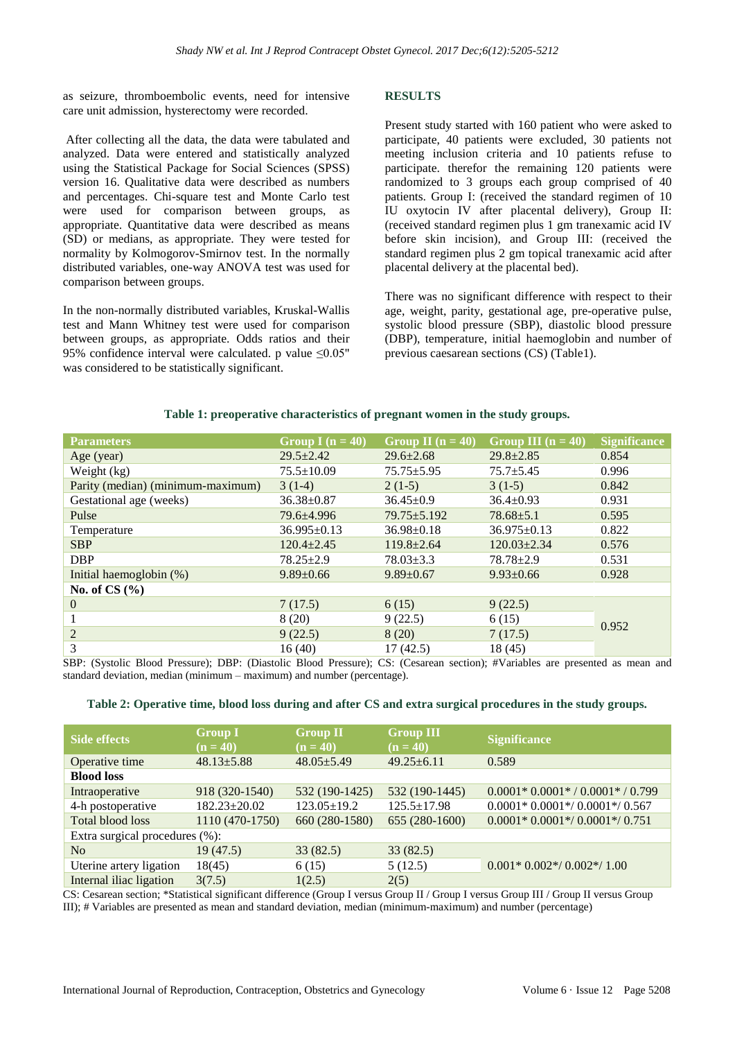as seizure, thromboembolic events, need for intensive care unit admission, hysterectomy were recorded.

After collecting all the data, the data were tabulated and analyzed. Data were entered and statistically analyzed using the Statistical Package for Social Sciences (SPSS) version 16. Qualitative data were described as numbers and percentages. Chi-square test and Monte Carlo test were used for comparison between groups, as appropriate. Quantitative data were described as means (SD) or medians, as appropriate. They were tested for normality by Kolmogorov-Smirnov test. In the normally distributed variables, one-way ANOVA test was used for comparison between groups.

In the non-normally distributed variables, Kruskal-Wallis test and Mann Whitney test were used for comparison between groups, as appropriate. Odds ratios and their 95% confidence interval were calculated. p value ≤0.05" was considered to be statistically significant.

## RESULTS

Present study started with 160 patient who were asked to participate, 40 patients were excluded, 30 patients not meeting inclusion criteria and 10 patients refuse to participate. therefor the remaining 120 patients were randomized to 3 groups each group comprised of 40 patients. Group I: (received the standard regimen of 10 IU oxytocin IV after placental delivery), Group II: (received standard regimen plus 1 gm tranexamic acid IV before skin incision), and Group III: (received the standard regimen plus 2 gm topical tranexamic acid after placental delivery at the placental bed).

There was no significant difference with respect to their age, weight, parity, gestational age, pre-operative pulse, systolic blood pressure (SBP), diastolic blood pressure (DBP), temperature, initial haemoglobin and number of previous caesarean sections (CS) (Table1).

**Table 1: preoperative characteristics of pregnant women in the study groups.**

| Parameters | Group I (n = 40) | Group II (n = 40) | Group III (n = 40) | Significance |
|---|---|---|---|---|
| Age (year) | 29.5±2.42 | 29.6±2.68 | 29.8±2.85 | 0.854 |
| Weight (kg) | 75.5±10.09 | 75.75±5.95 | 75.7±5.45 | 0.996 |
| Parity (median) (minimum-maximum) | 3 (1-4) | 2 (1-5) | 3 (1-5) | 0.842 |
| Gestational age (weeks) | 36.38±0.87 | 36.45±0.9 | 36.4±0.93 | 0.931 |
| Pulse | 79.6±4.996 | 79.75±5.192 | 78.68±5.1 | 0.595 |
| Temperature | 36.995±0.13 | 36.98±0.18 | 36.975±0.13 | 0.822 |
| SBP | 120.4±2.45 | 119.8±2.64 | 120.03±2.34 | 0.576 |
| DBP | 78.25±2.9 | 78.03±3.3 | 78.78±2.9 | 0.531 |
| Initial haemoglobin (%) | 9.89±0.66 | 9.89±0.67 | 9.93±0.66 | 0.928 |
| **No. of CS (%)** | | | | |
| 0 | 7 (17.5) | 6 (15) | 9 (22.5) | 0.952 |
| 1 | 8 (20) | 9 (22.5) | 6 (15) | |
| 2 | 9 (22.5) | 8 (20) | 7 (17.5) | |
| 3 | 16 (40) | 17 (42.5) | 18 (45) | |

SBP: (Systolic Blood Pressure); DBP: (Diastolic Blood Pressure); CS: (Cesarean section); #Variables are presented as mean and standard deviation, median (minimum – maximum) and number (percentage).

**Table 2: Operative time, blood loss during and after CS and extra surgical procedures in the study groups.**

| Side effects | Group I (n = 40) | Group II (n = 40) | Group III (n = 40) | Significance |
|---|---|---|---|---|
| Operative time | 48.13±5.88 | 48.05±5.49 | 49.25±6.11 | 0.589 |
| **Blood loss** | | | | |
| Intraoperative | 918 (320-1540) | 532 (190-1425) | 532 (190-1445) | 0.0001* 0.0001* / 0.0001* / 0.799 |
| 4-h postoperative | 182.23±20.02 | 123.05±19.2 | 125.5±17.98 | 0.0001* 0.0001*/ 0.0001*/ 0.567 |
| Total blood loss | 1110 (470-1750) | 660 (280-1580) | 655 (280-1600) | 0.0001* 0.0001*/ 0.0001*/ 0.751 |
| Extra surgical procedures (%): | | | | |
| No | 19 (47.5) | 33 (82.5) | 33 (82.5) | 0.001* 0.002*/ 0.002*/ 1.00 |
| Uterine artery ligation | 18(45) | 6 (15) | 5 (12.5) | |
| Internal iliac ligation | 3(7.5) | 1(2.5) | 2(5) | |

CS: Cesarean section; *Statistical significant difference (Group I versus Group II / Group I versus Group III / Group II versus Group III); # Variables are presented as mean and standard deviation, median (minimum-maximum) and number (percentage)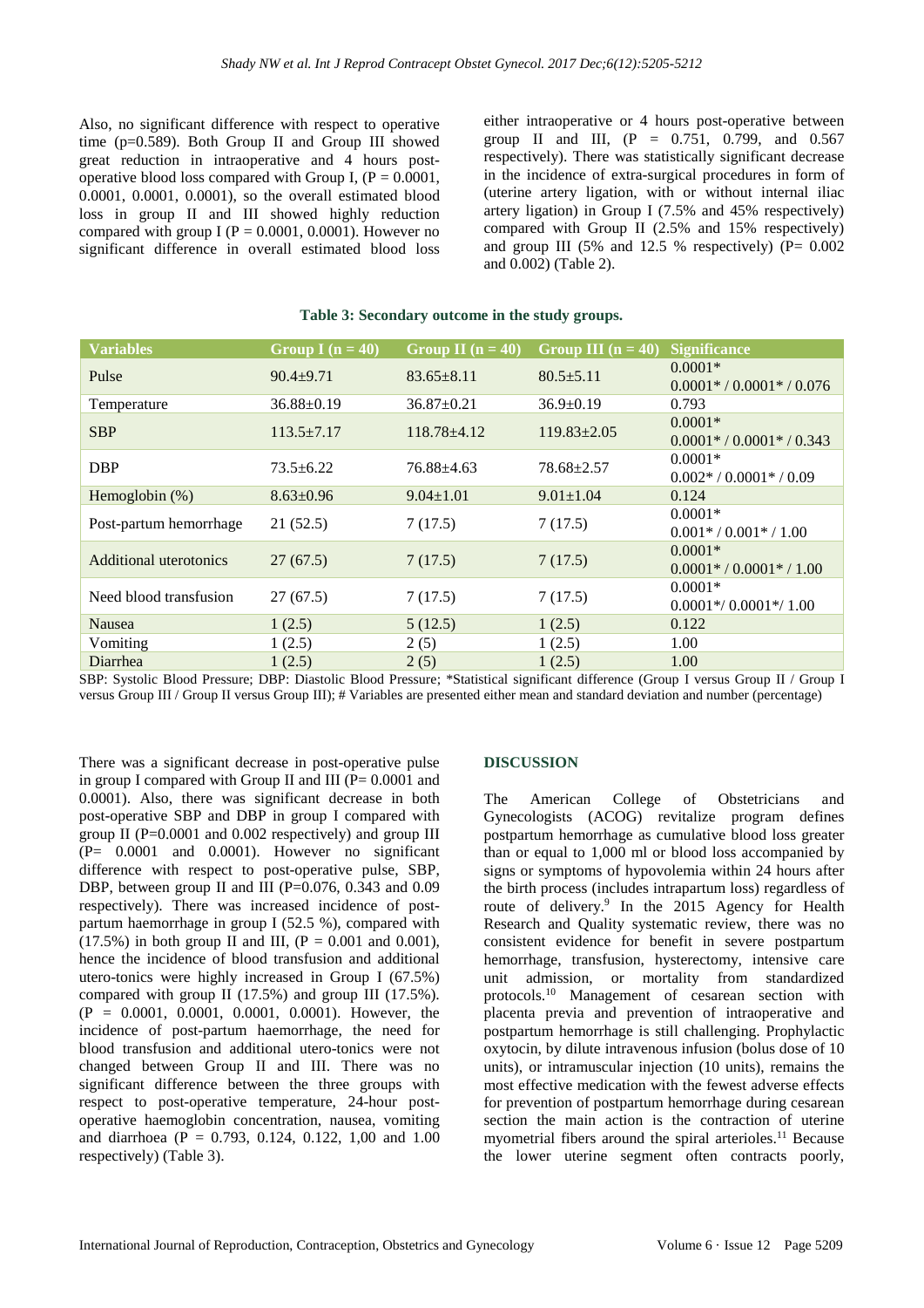Also, no significant difference with respect to operative time (p=0.589). Both Group II and Group III showed great reduction in intraoperative and 4 hours post-operative blood loss compared with Group I, (P = 0.0001, 0.0001, 0.0001, 0.0001), so the overall estimated blood loss in group II and III showed highly reduction compared with group I (P = 0.0001, 0.0001). However no significant difference in overall estimated blood loss either intraoperative or 4 hours post-operative between group II and III, (P = 0.751, 0.799, and 0.567 respectively). There was statistically significant decrease in the incidence of extra-surgical procedures in form of (uterine artery ligation, with or without internal iliac artery ligation) in Group I (7.5% and 45% respectively) compared with Group II (2.5% and 15% respectively) and group III (5% and 12.5 % respectively) (P= 0.002 and 0.002) (Table 2).

**Table 3: Secondary outcome in the study groups.**

| Variables | Group I (n = 40) | Group II (n = 40) | Group III (n = 40) | Significance |
|---|---|---|---|---|
| Pulse | 90.4±9.71 | 83.65±8.11 | 80.5±5.11 | 0.0001* 0.0001* / 0.0001* / 0.076 |
| Temperature | 36.88±0.19 | 36.87±0.21 | 36.9±0.19 | 0.793 |
| SBP | 113.5±7.17 | 118.78±4.12 | 119.83±2.05 | 0.0001* 0.0001* / 0.0001* / 0.343 |
| DBP | 73.5±6.22 | 76.88±4.63 | 78.68±2.57 | 0.0001* 0.002* / 0.0001* / 0.09 |
| Hemoglobin (%) | 8.63±0.96 | 9.04±1.01 | 9.01±1.04 | 0.124 |
| Post-partum hemorrhage | 21 (52.5) | 7 (17.5) | 7 (17.5) | 0.0001* 0.001* / 0.001* / 1.00 |
| Additional uterotonics | 27 (67.5) | 7 (17.5) | 7 (17.5) | 0.0001* 0.0001* / 0.0001* / 1.00 |
| Need blood transfusion | 27 (67.5) | 7 (17.5) | 7 (17.5) | 0.0001* 0.0001*/ 0.0001*/ 1.00 |
| Nausea | 1 (2.5) | 5 (12.5) | 1 (2.5) | 0.122 |
| Vomiting | 1 (2.5) | 2 (5) | 1 (2.5) | 1.00 |
| Diarrhea | 1 (2.5) | 2 (5) | 1 (2.5) | 1.00 |

SBP: Systolic Blood Pressure; DBP: Diastolic Blood Pressure; *Statistical significant difference (Group I versus Group II / Group I versus Group III / Group II versus Group III); # Variables are presented either mean and standard deviation and number (percentage)

There was a significant decrease in post-operative pulse in group I compared with Group II and III (P= 0.0001 and 0.0001). Also, there was significant decrease in both post-operative SBP and DBP in group I compared with group II (P=0.0001 and 0.002 respectively) and group III (P= 0.0001 and 0.0001). However no significant difference with respect to post-operative pulse, SBP, DBP, between group II and III (P=0.076, 0.343 and 0.09 respectively). There was increased incidence of post-partum haemorrhage in group I (52.5 %), compared with (17.5%) in both group II and III, (P = 0.001 and 0.001), hence the incidence of blood transfusion and additional utero-tonics were highly increased in Group I (67.5%) compared with group II (17.5%) and group III (17.5%). (P = 0.0001, 0.0001, 0.0001, 0.0001). However, the incidence of post-partum haemorrhage, the need for blood transfusion and additional utero-tonics were not changed between Group II and III. There was no significant difference between the three groups with respect to post-operative temperature, 24-hour post-operative haemoglobin concentration, nausea, vomiting and diarrhoea (P = 0.793, 0.124, 0.122, 1,00 and 1.00 respectively) (Table 3).

## DISCUSSION

The American College of Obstetricians and Gynecologists (ACOG) revitalize program defines postpartum hemorrhage as cumulative blood loss greater than or equal to 1,000 ml or blood loss accompanied by signs or symptoms of hypovolemia within 24 hours after the birth process (includes intrapartum loss) regardless of route of delivery.[9] In the 2015 Agency for Health Research and Quality systematic review, there was no consistent evidence for benefit in severe postpartum hemorrhage, transfusion, hysterectomy, intensive care unit admission, or mortality from standardized protocols.[10] Management of cesarean section with placenta previa and prevention of intraoperative and postpartum hemorrhage is still challenging. Prophylactic oxytocin, by dilute intravenous infusion (bolus dose of 10 units), or intramuscular injection (10 units), remains the most effective medication with the fewest adverse effects for prevention of postpartum hemorrhage during cesarean section the main action is the contraction of uterine myometrial fibers around the spiral arterioles.[11] Because the lower uterine segment often contracts poorly,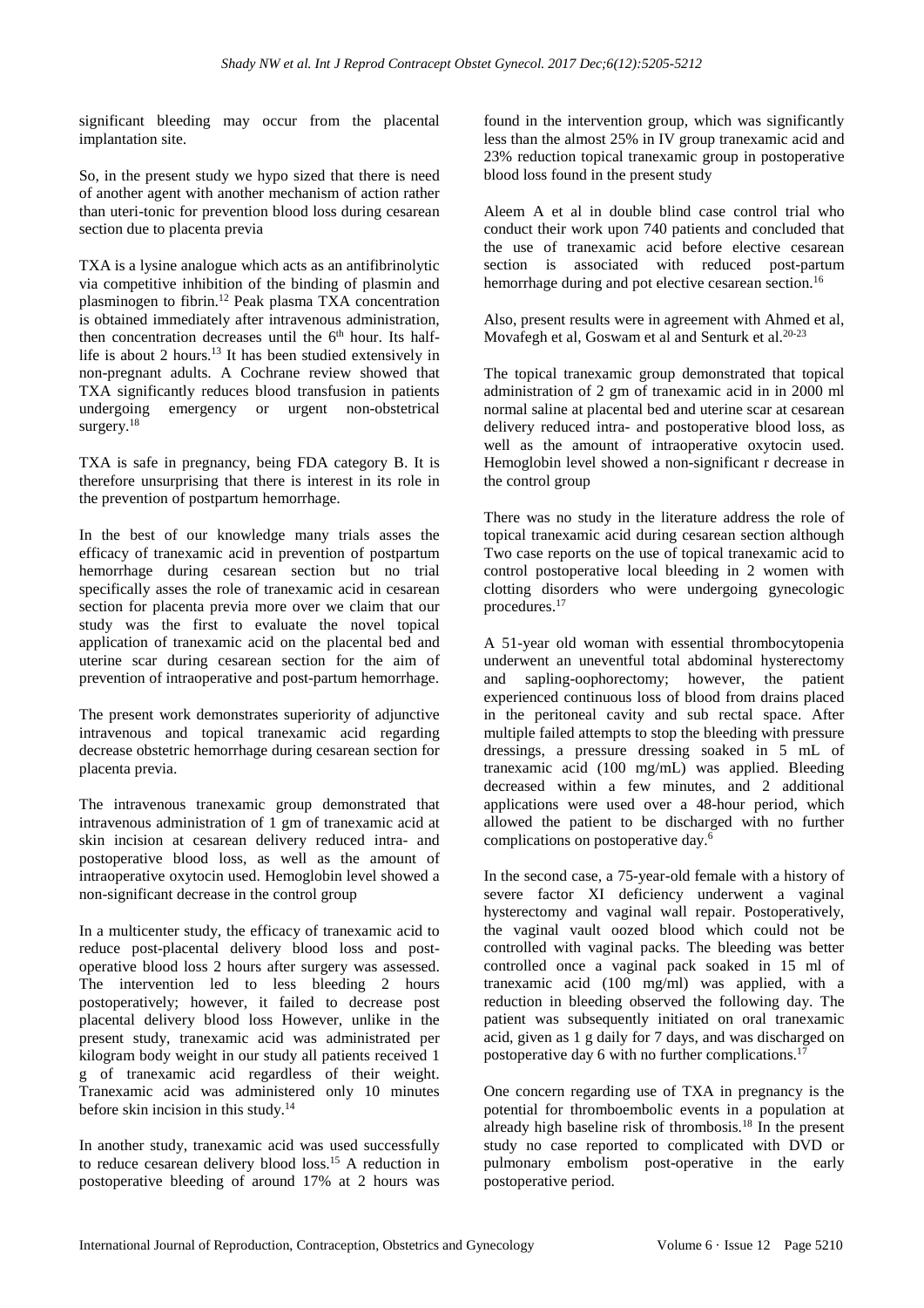significant bleeding may occur from the placental implantation site.

So, in the present study we hypo sized that there is need of another agent with another mechanism of action rather than uteri-tonic for prevention blood loss during cesarean section due to placenta previa

TXA is a lysine analogue which acts as an antifibrinolytic via competitive inhibition of the binding of plasmin and plasminogen to fibrin.[12] Peak plasma TXA concentration is obtained immediately after intravenous administration, then concentration decreases until the 6th hour. Its half-life is about 2 hours.[13] It has been studied extensively in non-pregnant adults. A Cochrane review showed that TXA significantly reduces blood transfusion in patients undergoing emergency or urgent non-obstetrical surgery.[18]

TXA is safe in pregnancy, being FDA category B. It is therefore unsurprising that there is interest in its role in the prevention of postpartum hemorrhage.

In the best of our knowledge many trials asses the efficacy of tranexamic acid in prevention of postpartum hemorrhage during cesarean section but no trial specifically asses the role of tranexamic acid in cesarean section for placenta previa more over we claim that our study was the first to evaluate the novel topical application of tranexamic acid on the placental bed and uterine scar during cesarean section for the aim of prevention of intraoperative and post-partum hemorrhage.

The present work demonstrates superiority of adjunctive intravenous and topical tranexamic acid regarding decrease obstetric hemorrhage during cesarean section for placenta previa.

The intravenous tranexamic group demonstrated that intravenous administration of 1 gm of tranexamic acid at skin incision at cesarean delivery reduced intra- and postoperative blood loss, as well as the amount of intraoperative oxytocin used. Hemoglobin level showed a non-significant decrease in the control group

In a multicenter study, the efficacy of tranexamic acid to reduce post-placental delivery blood loss and post-operative blood loss 2 hours after surgery was assessed. The intervention led to less bleeding 2 hours postoperatively; however, it failed to decrease post placental delivery blood loss However, unlike in the present study, tranexamic acid was administrated per kilogram body weight in our study all patients received 1 g of tranexamic acid regardless of their weight. Tranexamic acid was administered only 10 minutes before skin incision in this study.[14]

In another study, tranexamic acid was used successfully to reduce cesarean delivery blood loss.[15] A reduction in postoperative bleeding of around 17% at 2 hours was found in the intervention group, which was significantly less than the almost 25% in IV group tranexamic acid and 23% reduction topical tranexamic group in postoperative blood loss found in the present study

Aleem A et al in double blind case control trial who conduct their work upon 740 patients and concluded that the use of tranexamic acid before elective cesarean section is associated with reduced post-partum hemorrhage during and pot elective cesarean section.[16]

Also, present results were in agreement with Ahmed et al, Movafegh et al, Goswam et al and Senturk et al.[20-23]

The topical tranexamic group demonstrated that topical administration of 2 gm of tranexamic acid in in 2000 ml normal saline at placental bed and uterine scar at cesarean delivery reduced intra- and postoperative blood loss, as well as the amount of intraoperative oxytocin used. Hemoglobin level showed a non-significant r decrease in the control group

There was no study in the literature address the role of topical tranexamic acid during cesarean section although Two case reports on the use of topical tranexamic acid to control postoperative local bleeding in 2 women with clotting disorders who were undergoing gynecologic procedures.[17]

A 51-year old woman with essential thrombocytopenia underwent an uneventful total abdominal hysterectomy and sapling-oophorectomy; however, the patient experienced continuous loss of blood from drains placed in the peritoneal cavity and sub rectal space. After multiple failed attempts to stop the bleeding with pressure dressings, a pressure dressing soaked in 5 mL of tranexamic acid (100 mg/mL) was applied. Bleeding decreased within a few minutes, and 2 additional applications were used over a 48-hour period, which allowed the patient to be discharged with no further complications on postoperative day.[6]

In the second case, a 75-year-old female with a history of severe factor XI deficiency underwent a vaginal hysterectomy and vaginal wall repair. Postoperatively, the vaginal vault oozed blood which could not be controlled with vaginal packs. The bleeding was better controlled once a vaginal pack soaked in 15 ml of tranexamic acid (100 mg/ml) was applied, with a reduction in bleeding observed the following day. The patient was subsequently initiated on oral tranexamic acid, given as 1 g daily for 7 days, and was discharged on postoperative day 6 with no further complications.[17]

One concern regarding use of TXA in pregnancy is the potential for thromboembolic events in a population at already high baseline risk of thrombosis.[18] In the present study no case reported to complicated with DVD or pulmonary embolism post-operative in the early postoperative period.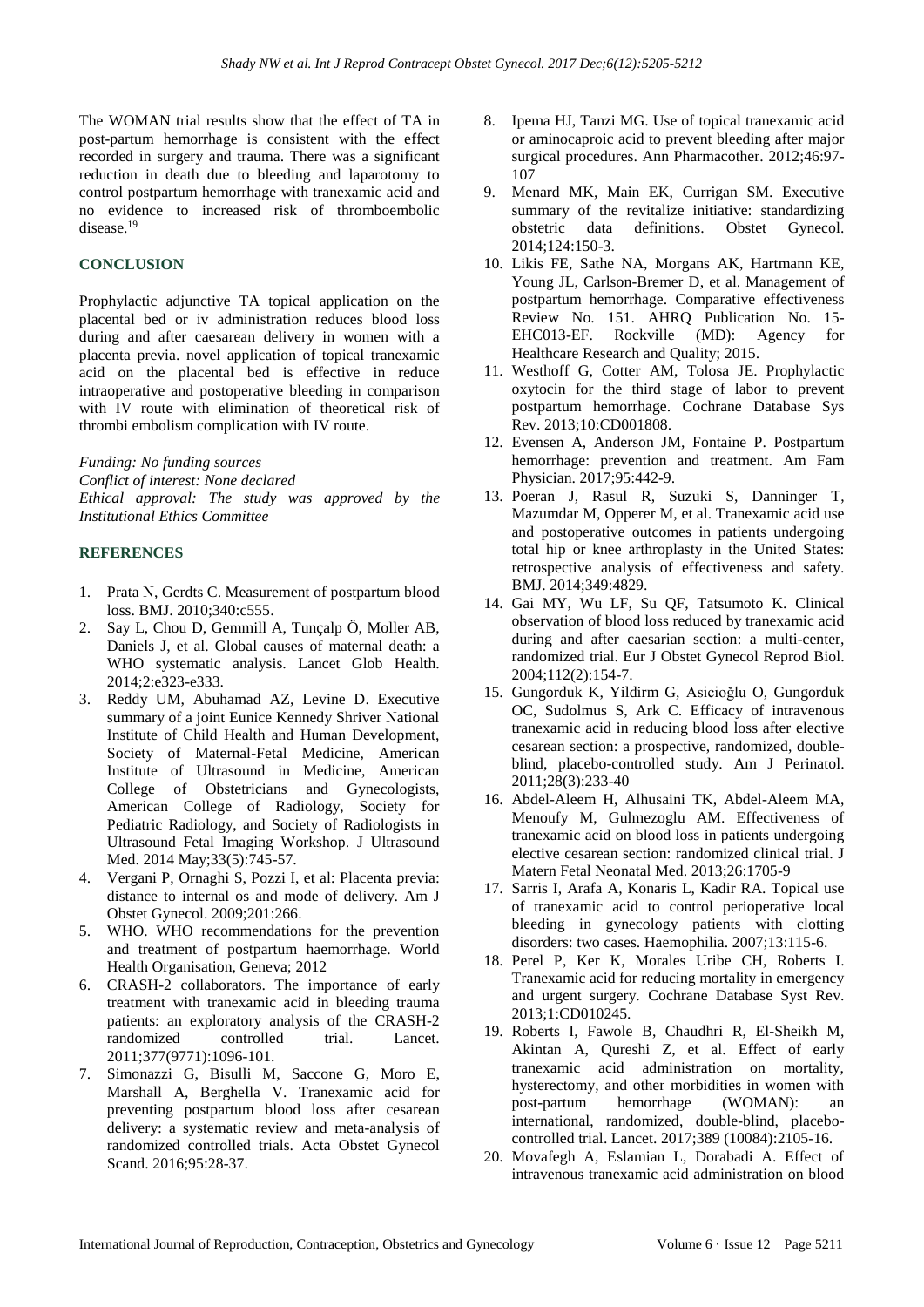The WOMAN trial results show that the effect of TA in post-partum hemorrhage is consistent with the effect recorded in surgery and trauma. There was a significant reduction in death due to bleeding and laparotomy to control postpartum hemorrhage with tranexamic acid and no evidence to increased risk of thromboembolic disease.[19]

## CONCLUSION

Prophylactic adjunctive TA topical application on the placental bed or iv administration reduces blood loss during and after caesarean delivery in women with a placenta previa. novel application of topical tranexamic acid on the placental bed is effective in reduce intraoperative and postoperative bleeding in comparison with IV route with elimination of theoretical risk of thrombi embolism complication with IV route.

*Funding: No funding sources*
*Conflict of interest: None declared*
*Ethical approval: The study was approved by the Institutional Ethics Committee*

## REFERENCES

1. Prata N, Gerdts C. Measurement of postpartum blood loss. BMJ. 2010;340:c555.
2. Say L, Chou D, Gemmill A, Tunçalp Ö, Moller AB, Daniels J, et al. Global causes of maternal death: a WHO systematic analysis. Lancet Glob Health. 2014;2:e323-e333.
3. Reddy UM, Abuhamad AZ, Levine D. Executive summary of a joint Eunice Kennedy Shriver National Institute of Child Health and Human Development, Society of Maternal-Fetal Medicine, American Institute of Ultrasound in Medicine, American College of Obstetricians and Gynecologists, American College of Radiology, Society for Pediatric Radiology, and Society of Radiologists in Ultrasound Fetal Imaging Workshop. J Ultrasound Med. 2014 May;33(5):745-57.
4. Vergani P, Ornaghi S, Pozzi I, et al: Placenta previa: distance to internal os and mode of delivery. Am J Obstet Gynecol. 2009;201:266.
5. WHO. WHO recommendations for the prevention and treatment of postpartum haemorrhage. World Health Organisation, Geneva; 2012
6. CRASH-2 collaborators. The importance of early treatment with tranexamic acid in bleeding trauma patients: an exploratory analysis of the CRASH-2 randomized controlled trial. Lancet. 2011;377(9771):1096-101.
7. Simonazzi G, Bisulli M, Saccone G, Moro E, Marshall A, Berghella V. Tranexamic acid for preventing postpartum blood loss after cesarean delivery: a systematic review and meta-analysis of randomized controlled trials. Acta Obstet Gynecol Scand. 2016;95:28-37.
8. Ipema HJ, Tanzi MG. Use of topical tranexamic acid or aminocaproic acid to prevent bleeding after major surgical procedures. Ann Pharmacother. 2012;46:97-107
9. Menard MK, Main EK, Currigan SM. Executive summary of the revitalize initiative: standardizing obstetric data definitions. Obstet Gynecol. 2014;124:150-3.
10. Likis FE, Sathe NA, Morgans AK, Hartmann KE, Young JL, Carlson-Bremer D, et al. Management of postpartum hemorrhage. Comparative effectiveness Review No. 151. AHRQ Publication No. 15-EHC013-EF. Rockville (MD): Agency for Healthcare Research and Quality; 2015.
11. Westhoff G, Cotter AM, Tolosa JE. Prophylactic oxytocin for the third stage of labor to prevent postpartum hemorrhage. Cochrane Database Sys Rev. 2013;10:CD001808.
12. Evensen A, Anderson JM, Fontaine P. Postpartum hemorrhage: prevention and treatment. Am Fam Physician. 2017;95:442-9.
13. Poeran J, Rasul R, Suzuki S, Danninger T, Mazumdar M, Opperer M, et al. Tranexamic acid use and postoperative outcomes in patients undergoing total hip or knee arthroplasty in the United States: retrospective analysis of effectiveness and safety. BMJ. 2014;349:4829.
14. Gai MY, Wu LF, Su QF, Tatsumoto K. Clinical observation of blood loss reduced by tranexamic acid during and after caesarian section: a multi-center, randomized trial. Eur J Obstet Gynecol Reprod Biol. 2004;112(2):154-7.
15. Gungorduk K, Yildirm G, Asicioğlu O, Gungorduk OC, Sudolmus S, Ark C. Efficacy of intravenous tranexamic acid in reducing blood loss after elective cesarean section: a prospective, randomized, double-blind, placebo-controlled study. Am J Perinatol. 2011;28(3):233-40
16. Abdel-Aleem H, Alhusaini TK, Abdel-Aleem MA, Menoufy M, Gulmezoglu AM. Effectiveness of tranexamic acid on blood loss in patients undergoing elective cesarean section: randomized clinical trial. J Matern Fetal Neonatal Med. 2013;26:1705-9
17. Sarris I, Arafa A, Konaris L, Kadir RA. Topical use of tranexamic acid to control perioperative local bleeding in gynecology patients with clotting disorders: two cases. Haemophilia. 2007;13:115-6.
18. Perel P, Ker K, Morales Uribe CH, Roberts I. Tranexamic acid for reducing mortality in emergency and urgent surgery. Cochrane Database Syst Rev. 2013;1:CD010245.
19. Roberts I, Fawole B, Chaudhri R, El-Sheikh M, Akintan A, Qureshi Z, et al. Effect of early tranexamic acid administration on mortality, hysterectomy, and other morbidities in women with post-partum hemorrhage (WOMAN): an international, randomized, double-blind, placebo-controlled trial. Lancet. 2017;389 (10084):2105-16.
20. Movafegh A, Eslamian L, Dorabadi A. Effect of intravenous tranexamic acid administration on blood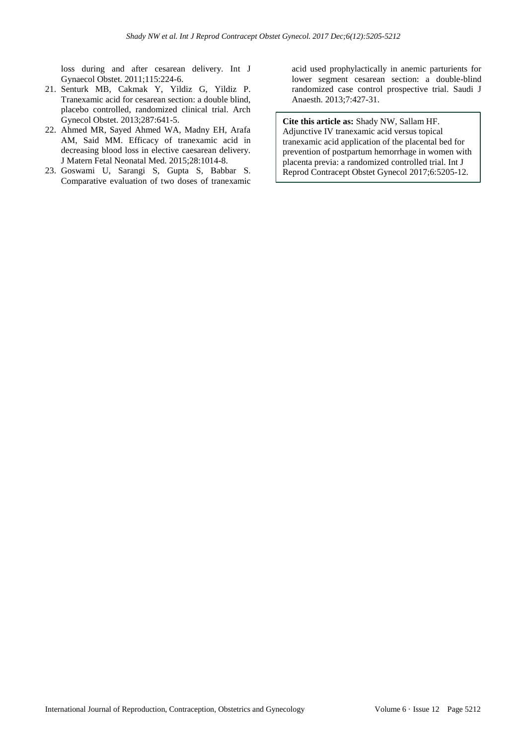loss during and after cesarean delivery. Int J Gynaecol Obstet. 2011;115:224-6.

21. Senturk MB, Cakmak Y, Yildiz G, Yildiz P. Tranexamic acid for cesarean section: a double blind, placebo controlled, randomized clinical trial. Arch Gynecol Obstet. 2013;287:641-5.
22. Ahmed MR, Sayed Ahmed WA, Madny EH, Arafa AM, Said MM. Efficacy of tranexamic acid in decreasing blood loss in elective caesarean delivery. J Matern Fetal Neonatal Med. 2015;28:1014-8.
23. Goswami U, Sarangi S, Gupta S, Babbar S. Comparative evaluation of two doses of tranexamic acid used prophylactically in anemic parturients for lower segment cesarean section: a double-blind randomized case control prospective trial. Saudi J Anaesth. 2013;7:427-31.

**Cite this article as:** Shady NW, Sallam HF. Adjunctive IV tranexamic acid versus topical tranexamic acid application of the placental bed for prevention of postpartum hemorrhage in women with placenta previa: a randomized controlled trial. Int J Reprod Contracept Obstet Gynecol 2017;6:5205-12.